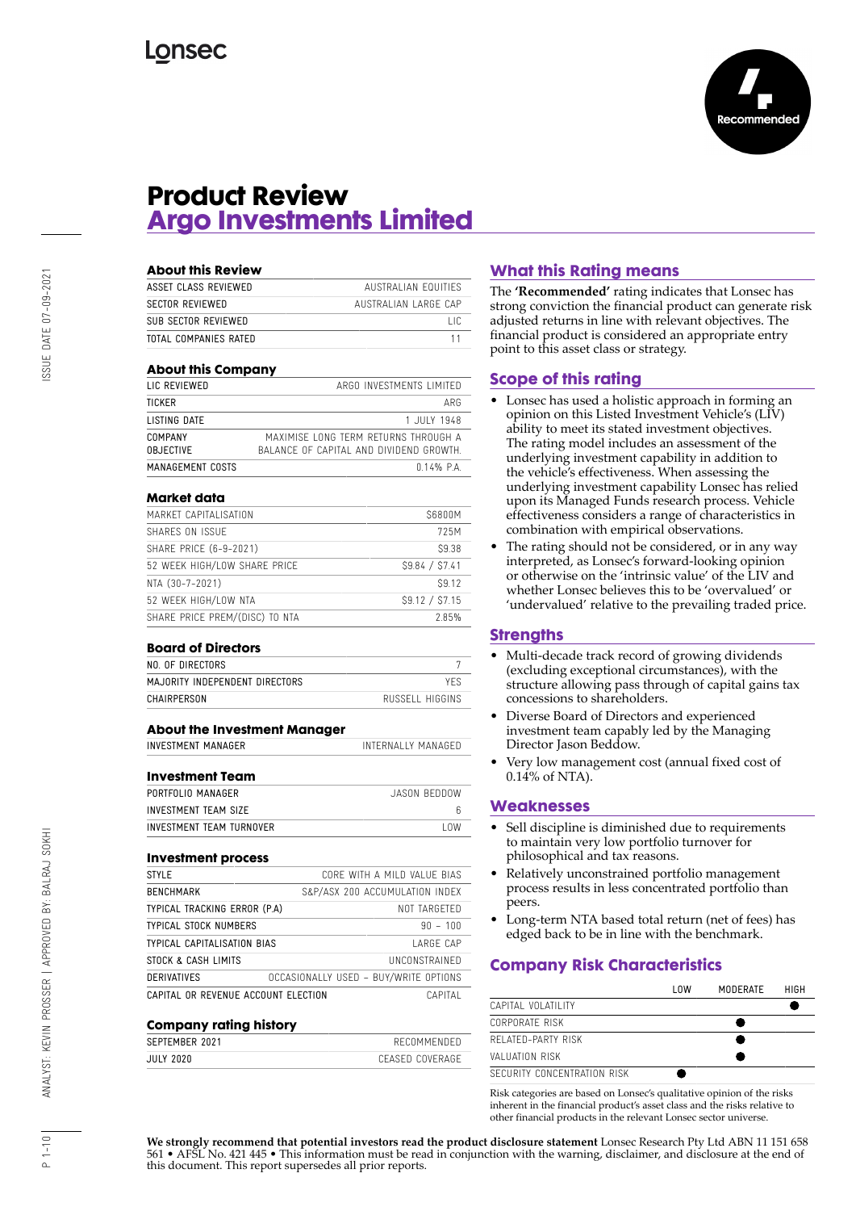# Product Review
## Argo Investments Limited

### About this Review

| | |
|---|---|
| ASSET CLASS REVIEWED | AUSTRALIAN EQUITIES |
| SECTOR REVIEWED | AUSTRALIAN LARGE CAP |
| SUB SECTOR REVIEWED | LIC |
| TOTAL COMPANIES RATED | 11 |

### About this Company

| | |
|---|---|
| LIC REVIEWED | ARGO INVESTMENTS LIMITED |
| TICKER | ARG |
| LISTING DATE | 1 JULY 1948 |
| COMPANY OBJECTIVE | MAXIMISE LONG TERM RETURNS THROUGH A BALANCE OF CAPITAL AND DIVIDEND GROWTH. |
| MANAGEMENT COSTS | 0.14% P.A. |

### Market data

| | |
|---|---|
| MARKET CAPITALISATION | $6800M |
| SHARES ON ISSUE | 725M |
| SHARE PRICE (6-9-2021) | $9.38 |
| 52 WEEK HIGH/LOW SHARE PRICE | $9.84 / $7.41 |
| NTA (30-7-2021) | $9.12 |
| 52 WEEK HIGH/LOW NTA | $9.12 / $7.15 |
| SHARE PRICE PREM/(DISC) TO NTA | 2.85% |

### Board of Directors

| | |
|---|---|
| NO. OF DIRECTORS | 7 |
| MAJORITY INDEPENDENT DIRECTORS | YES |
| CHAIRPERSON | RUSSELL HIGGINS |

### About the Investment Manager

| | |
|---|---|
| INVESTMENT MANAGER | INTERNALLY MANAGED |

### Investment Team

| | |
|---|---|
| PORTFOLIO MANAGER | JASON BEDDOW |
| INVESTMENT TEAM SIZE | 6 |
| INVESTMENT TEAM TURNOVER | LOW |

### Investment process

| | |
|---|---|
| STYLE | CORE WITH A MILD VALUE BIAS |
| BENCHMARK | S&P/ASX 200 ACCUMULATION INDEX |
| TYPICAL TRACKING ERROR (P.A) | NOT TARGETED |
| TYPICAL STOCK NUMBERS | 90 – 100 |
| TYPICAL CAPITALISATION BIAS | LARGE CAP |
| STOCK & CASH LIMITS | UNCONSTRAINED |
| DERIVATIVES | OCCASIONALLY USED – BUY/WRITE OPTIONS |
| CAPITAL OR REVENUE ACCOUNT ELECTION | CAPITAL |

### Company rating history

| | |
|---|---|
| SEPTEMBER 2021 | RECOMMENDED |
| JULY 2020 | CEASED COVERAGE |

### What this Rating means

The **'Recommended'** rating indicates that Lonsec has strong conviction the financial product can generate risk adjusted returns in line with relevant objectives. The financial product is considered an appropriate entry point to this asset class or strategy.

### Scope of this rating

- Lonsec has used a holistic approach in forming an opinion on this Listed Investment Vehicle's (LIV) ability to meet its stated investment objectives. The rating model includes an assessment of the underlying investment capability in addition to the vehicle's effectiveness. When assessing the underlying investment capability Lonsec has relied upon its Managed Funds research process. Vehicle effectiveness considers a range of characteristics in combination with empirical observations.
- The rating should not be considered, or in any way interpreted, as Lonsec's forward-looking opinion or otherwise on the 'intrinsic value' of the LIV and whether Lonsec believes this to be 'overvalued' or 'undervalued' relative to the prevailing traded price.

### Strengths

- Multi-decade track record of growing dividends (excluding exceptional circumstances), with the structure allowing pass through of capital gains tax concessions to shareholders.
- Diverse Board of Directors and experienced investment team capably led by the Managing Director Jason Beddow.
- Very low management cost (annual fixed cost of 0.14% of NTA).

### Weaknesses

- Sell discipline is diminished due to requirements to maintain very low portfolio turnover for philosophical and tax reasons.
- Relatively unconstrained portfolio management process results in less concentrated portfolio than peers.
- Long-term NTA based total return (net of fees) has edged back to be in line with the benchmark.

### Company Risk Characteristics

| | LOW | MODERATE | HIGH |
|---|---|---|---|
| CAPITAL VOLATILITY | | | ● |
| CORPORATE RISK | | ● | |
| RELATED-PARTY RISK | | ● | |
| VALUATION RISK | | ● | |
| SECURITY CONCENTRATION RISK | ● | | |

Risk categories are based on Lonsec's qualitative opinion of the risks inherent in the financial product's asset class and the risks relative to other financial products in the relevant Lonsec sector universe.

**We strongly recommend that potential investors read the product disclosure statement** Lonsec Research Pty Ltd ABN 11 151 658 561 • AFSL No. 421 445 • This information must be read in conjunction with the warning, disclaimer, and disclosure at the end of this document. This report supersedes all prior reports.

ISSUE DATE 07-09-2021

ANALYST: KEVIN PROSSER | APPROVED BY: BALRAJ SOKHI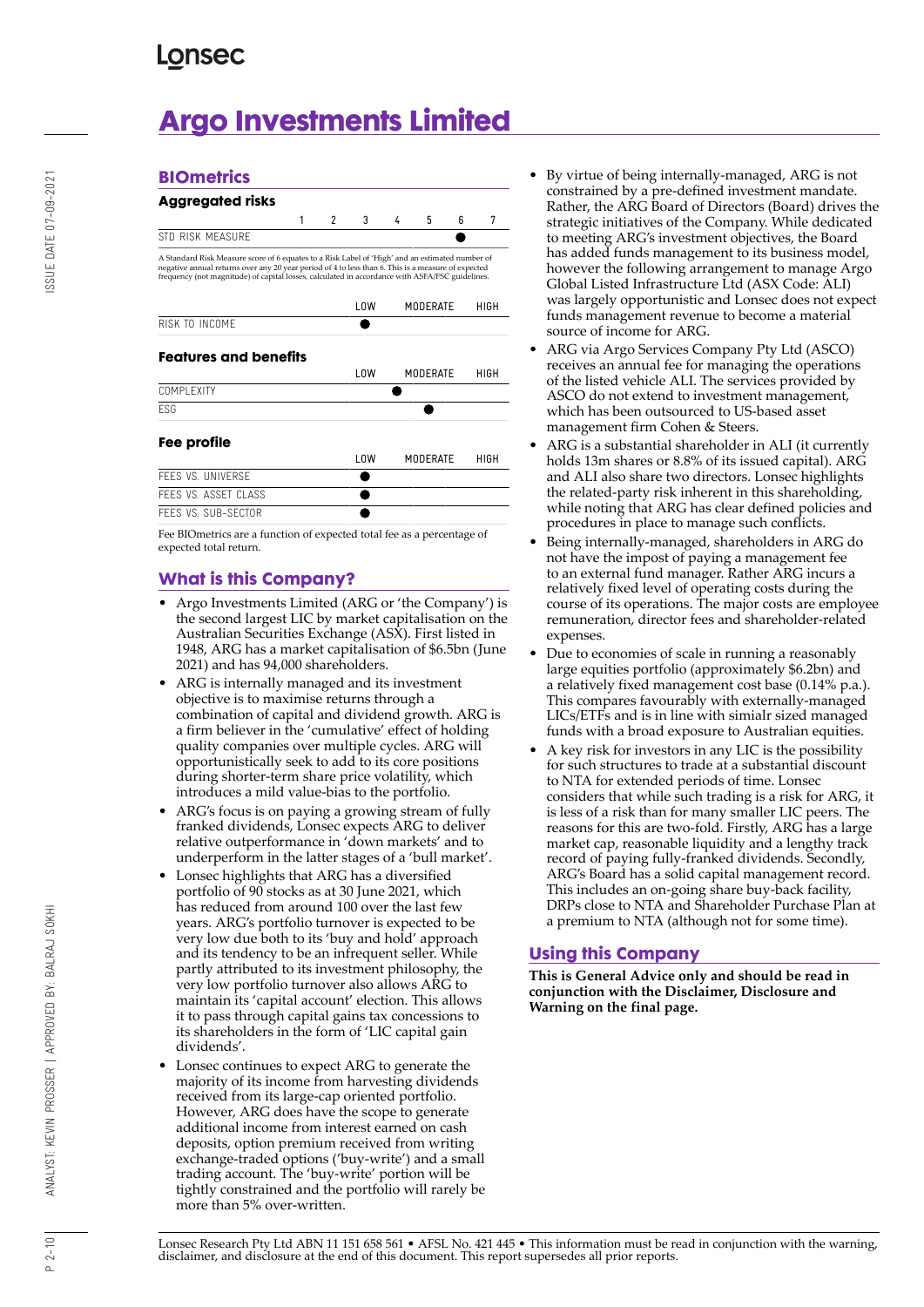# Argo Investments Limited

## BIOmetrics

### Aggregated risks

| | 1 | 2 | 3 | 4 | 5 | 6 | 7 |
|---|---|---|---|---|---|---|---|
| STD RISK MEASURE | | | | | | ● | |

A Standard Risk Measure score of 6 equates to a Risk Label of 'High' and an estimated number of negative annual returns over any 20 year period of 4 to less than 6. This is a measure of expected frequency (not magnitude) of capital losses, calculated in accordance with ASFA/FSC guidelines.

| | LOW | MODERATE | HIGH |
|---|---|---|---|
| RISK TO INCOME | ● | | |

### Features and benefits

| | LOW | MODERATE | HIGH |
|---|---|---|---|
| COMPLEXITY | | ● | |
| ESG | | ● | |

### Fee profile

| | LOW | MODERATE | HIGH |
|---|---|---|---|
| FEES VS. UNIVERSE | ● | | |
| FEES VS. ASSET CLASS | ● | | |
| FEES VS. SUB-SECTOR | ● | | |

Fee BIOmetrics are a function of expected total fee as a percentage of expected total return.

## What is this Company?

- Argo Investments Limited (ARG or 'the Company') is the second largest LIC by market capitalisation on the Australian Securities Exchange (ASX). First listed in 1948, ARG has a market capitalisation of $6.5bn (June 2021) and has 94,000 shareholders.
- ARG is internally managed and its investment objective is to maximise returns through a combination of capital and dividend growth. ARG is a firm believer in the 'cumulative' effect of holding quality companies over multiple cycles. ARG will opportunistically seek to add to its core positions during shorter-term share price volatility, which introduces a mild value-bias to the portfolio.
- ARG's focus is on paying a growing stream of fully franked dividends, Lonsec expects ARG to deliver relative outperformance in 'down markets' and to underperform in the later stages of a 'bull market'.
- Lonsec highlights that ARG has a diversified portfolio of 90 stocks as at 30 June 2021, which has reduced from around 100 over the last few years. ARG's portfolio turnover is expected to be very low due both to its 'buy and hold' approach and its tendency to be an infrequent seller. While partly attributed to its investment philosophy, the very low portfolio turnover also allows ARG to maintain its 'capital account' election. This allows it to pass through capital gains tax concessions to its shareholders in the form of 'LIC capital gain dividends'.
- Lonsec continues to expect ARG to generate the majority of its income from harvesting dividends received from its large-cap oriented portfolio. However, ARG does have the scope to generate additional income from interest earned on cash deposits, option premium received from writing exchange-traded options ('buy-write') and a small trading account. The 'buy-write' portion will be tightly constrained and the portfolio will rarely be more than 5% over-written.
- By virtue of being internally-managed, ARG is not constrained by a pre-defined investment mandate. Rather, the ARG Board of Directors (Board) drives the strategic initiatives of the Company. While dedicated to meeting ARG's investment objectives, the Board has added funds management to its business model, however the following arrangement to manage Argo Global Listed Infrastructure Ltd (ASX Code: ALI) was largely opportunistic and Lonsec does not expect funds management revenue to become a material source of income for ARG.
- ARG via Argo Services Company Pty Ltd (ASCO) receives an annual fee for managing the operations of the listed vehicle ALI. The services provided by ASCO do not extend to investment management, which has been outsourced to US-based asset management firm Cohen & Steers.
- ARG is a substantial shareholder in ALI (it currently holds 13m shares or 8.8% of its issued capital). ARG and ALI also share two directors. Lonsec highlights the related-party risk inherent in this shareholding, while noting that ARG has clear defined policies and procedures in place to manage such conflicts.
- Being internally-managed, shareholders in ARG do not have the impost of paying a management fee to an external fund manager. Rather ARG incurs a relatively fixed level of operating costs during the course of its operations. The major costs are employee remuneration, director fees and shareholder-related expenses.
- Due to economies of scale in running a reasonably large equities portfolio (approximately $6.2bn) and a relatively fixed management cost base (0.14% p.a.). This compares favourably with externally-managed LICs/ETFs and is in line with simialr sized managed funds with a broad exposure to Australian equities.
- A key risk for investors in any LIC is the possibility for such structures to trade at a substantial discount to NTA for extended periods of time. Lonsec considers that while such trading is a risk for ARG, it is less of a risk than for many smaller LIC peers. The reasons for this are two-fold. Firstly, ARG has a large market cap, reasonable liquidity and a lengthy track record of paying fully-franked dividends. Secondly, ARG's Board has a solid capital management record. This includes an on-going share buy-back facility, DRPs close to NTA and Shareholder Purchase Plan at a premium to NTA (although not for some time).

## Using this Company

**This is General Advice only and should be read in conjunction with the Disclaimer, Disclosure and Warning on the final page.**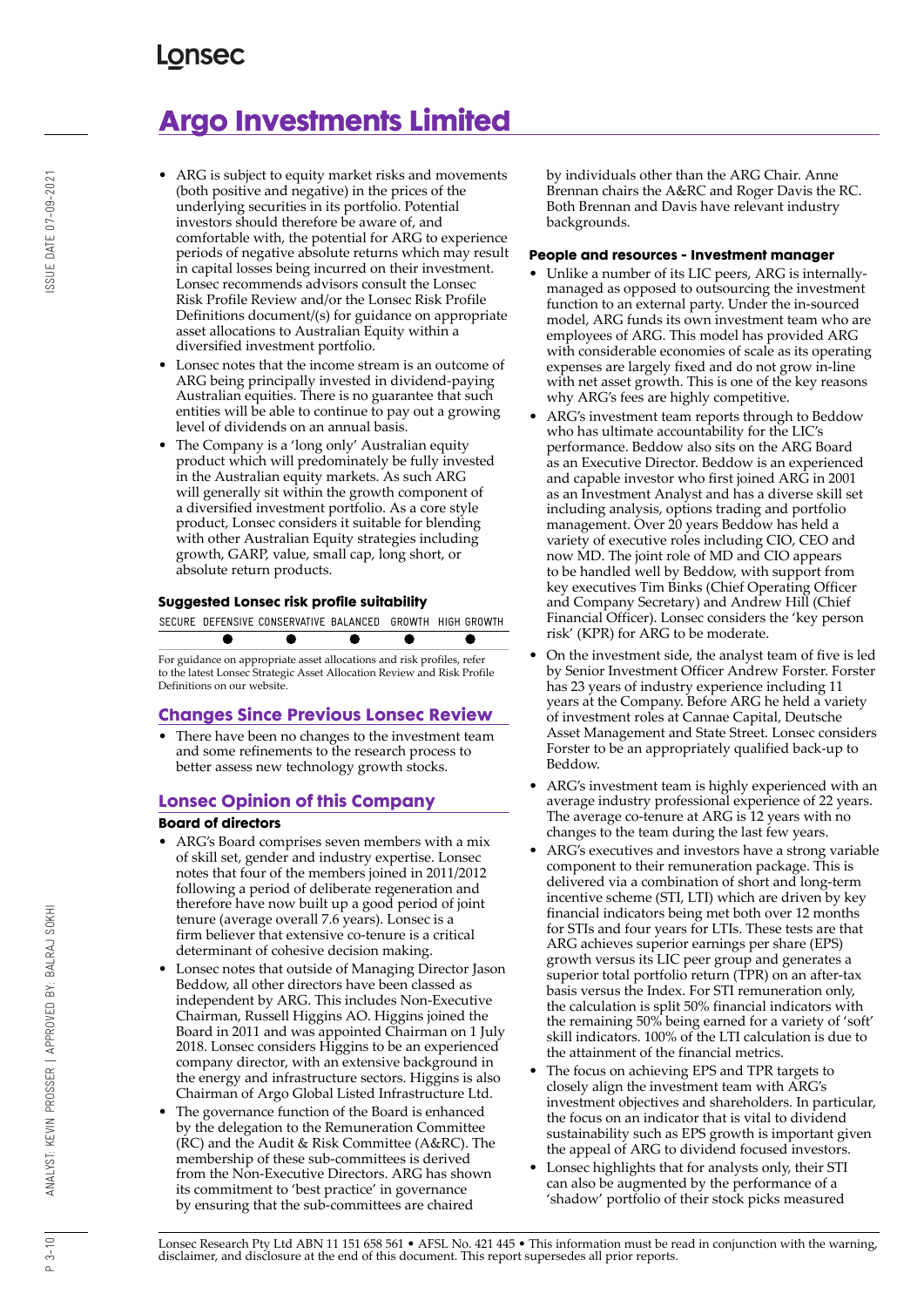- ARG is subject to equity market risks and movements (both positive and negative) in the prices of the underlying securities in its portfolio. Potential investors should therefore be aware of, and comfortable with, the potential for ARG to experience periods of negative absolute returns which may result in capital losses being incurred on their investment. Lonsec recommends advisors consult the Lonsec Risk Profile Review and/or the Lonsec Risk Profile Definitions document/(s) for guidance on appropriate asset allocations to Australian Equity within a diversified investment portfolio.
- Lonsec notes that the income stream is an outcome of ARG being principally invested in dividend-paying Australian equities. There is no guarantee that such entities will be able to continue to pay out a growing level of dividends on an annual basis.
- The Company is a 'long only' Australian equity product which will predominately be fully invested in the Australian equity markets. As such ARG will generally sit within the growth component of a diversified investment portfolio. As a core style product, Lonsec considers it suitable for blending with other Australian Equity strategies including growth, GARP, value, small cap, long short, or absolute return products.

### Suggested Lonsec risk profile suitability

| SECURE | DEFENSIVE | CONSERVATIVE | BALANCED | GROWTH | HIGH GROWTH |
|---|---|---|---|---|---|
| | ● | ● | ● | ● | ● |

For guidance on appropriate asset allocations and risk profiles, refer to the latest Lonsec Strategic Asset Allocation Review and Risk Profile Definitions on our website.

## Changes Since Previous Lonsec Review

- There have been no changes to the investment team and some refinements to the research process to better assess new technology growth stocks.

## Lonsec Opinion of this Company

### Board of directors

- ARG's Board comprises seven members with a mix of skill set, gender and industry expertise. Lonsec notes that four of the members joined in 2011/2012 following a period of deliberate regeneration and therefore have now built up a good period of joint tenure (average overall 7.6 years). Lonsec is a firm believer that extensive co-tenure is a critical determinant of cohesive decision making.
- Lonsec notes that outside of Managing Director Jason Beddow, all other directors have been classed as independent by ARG. This includes Non-Executive Chairman, Russell Higgins AO. Higgins joined the Board in 2011 and was appointed Chairman on 1 July 2018. Lonsec considers Higgins to be an experienced company director, with an extensive background in the energy and infrastructure sectors. Higgins is also Chairman of Argo Global Listed Infrastructure Ltd.
- The governance function of the Board is enhanced by the delegation to the Remuneration Committee (RC) and the Audit & Risk Committee (A&RC). The membership of these sub-committees is derived from the Non-Executive Directors. ARG has shown its commitment to 'best practice' in governance by ensuring that the sub-committees are chaired by individuals other than the ARG Chair. Anne Brennan chairs the A&RC and Roger Davis the RC. Both Brennan and Davis have relevant industry backgrounds.

### People and resources - Investment manager

- Unlike a number of its LIC peers, ARG is internally-managed as opposed to outsourcing the investment function to an external party. Under the in-sourced model, ARG funds its own investment team who are employees of ARG. This model has provided ARG with considerable economies of scale as its operating expenses are largely fixed and do not grow in-line with net asset growth. This is one of the key reasons why ARG's fees are highly competitive.
- ARG's investment team reports through to Beddow who has ultimate accountability for the LIC's performance. Beddow also sits on the ARG Board as an Executive Director. Beddow is an experienced and capable investor who first joined ARG in 2001 as an Investment Analyst and has a diverse skill set including analysis, options trading and portfolio management. Over 20 years Beddow has held a variety of executive roles including CIO, CEO and now MD. The joint role of MD and CIO appears to be handled well by Beddow, with support from key executives Tim Binks (Chief Operating Officer and Company Secretary) and Andrew Hill (Chief Financial Officer). Lonsec considers the 'key person risk' (KPR) for ARG to be moderate.
- On the investment side, the analyst team of five is led by Senior Investment Officer Andrew Forster. Forster has 23 years of industry experience including 11 years at the Company. Before ARG he held a variety of investment roles at Cannae Capital, Deutsche Asset Management and State Street. Lonsec considers Forster to be an appropriately qualified back-up to Beddow.
- ARG's investment team is highly experienced with an average industry professional experience of 22 years. The average co-tenure at ARG is 12 years with no changes to the team during the last few years.
- ARG's executives and investors have a strong variable component to their remuneration package. This is delivered via a combination of short and long-term incentive scheme (STI, LTI) which are driven by key financial indicators being met both over 12 months for STIs and four years for LTIs. These tests are that ARG achieves superior earnings per share (EPS) growth versus its LIC peer group and generates a superior total portfolio return (TPR) on an after-tax basis versus the Index. For STI remuneration only, the calculation is split 50% financial indicators with the remaining 50% being earned for a variety of 'soft' skill indicators. 100% of the LTI calculation is due to the attainment of the financial metrics.
- The focus on achieving EPS and TPR targets to closely align the investment team with ARG's investment objectives and shareholders. In particular, the focus on an indicator that is vital to dividend sustainability such as EPS growth is important given the appeal of ARG to dividend focused investors.
- Lonsec highlights that for analysts only, their STI can also be augmented by the performance of a 'shadow' portfolio of their stock picks measured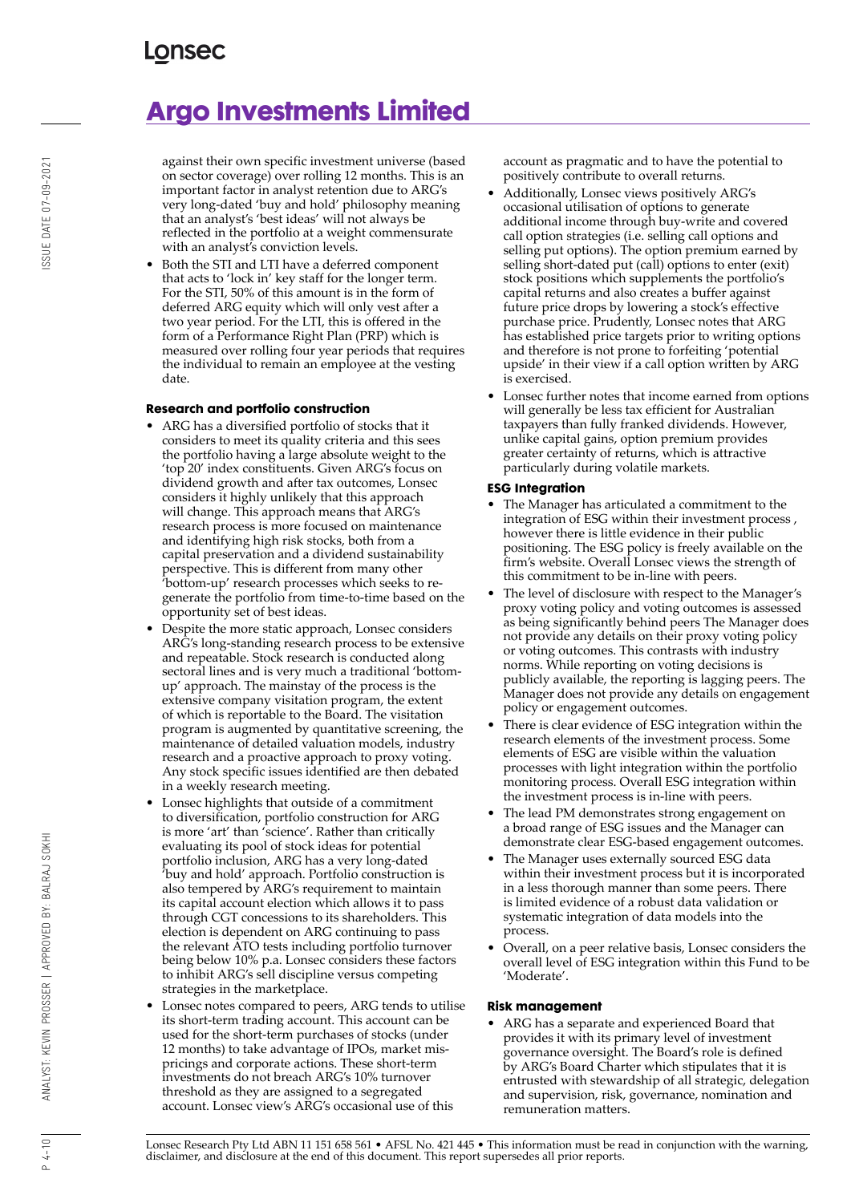against their own specific investment universe (based on sector coverage) over rolling 12 months. This is an important factor in analyst retention due to ARG's very long-dated 'buy and hold' philosophy meaning that an analyst's 'best ideas' will not always be reflected in the portfolio at a weight commensurate with an analyst's conviction levels.

- Both the STI and LTI have a deferred component that acts to 'lock in' key staff for the longer term. For the STI, 50% of this amount is in the form of deferred ARG equity which will only vest after a two year period. For the LTI, this is offered in the form of a Performance Right Plan (PRP) which is measured over rolling four year periods that requires the individual to remain an employee at the vesting date.

### Research and portfolio construction

- ARG has a diversified portfolio of stocks that it considers to meet its quality criteria and this sees the portfolio having a large absolute weight to the 'top 20' index constituents. Given ARG's focus on dividend growth and after tax outcomes, Lonsec considers it highly unlikely that this approach will change. This approach means that ARG's research process is more focused on maintenance and identifying high risk stocks, both from a capital preservation and a dividend sustainability perspective. This is different from many other 'bottom-up' research processes which seeks to re-generate the portfolio from time-to-time based on the opportunity set of best ideas.
- Despite the more static approach, Lonsec considers ARG's long-standing research process to be extensive and repeatable. Stock research is conducted along sectoral lines and is very much a traditional 'bottom-up' approach. The mainstay of the process is the extensive company visitation program, the extent of which is reportable to the Board. The visitation program is augmented by quantitative screening, the maintenance of detailed valuation models, industry research and a proactive approach to proxy voting. Any stock specific issues identified are then debated in a weekly research meeting.
- Lonsec highlights that outside of a commitment to diversification, portfolio construction for ARG is more 'art' than 'science'. Rather than critically evaluating its pool of stock ideas for potential portfolio inclusion, ARG has a very long-dated 'buy and hold' approach. Portfolio construction is also tempered by ARG's requirement to maintain its capital account election which allows it to pass through CGT concessions to its shareholders. This election is dependent on ARG continuing to pass the relevant ATO tests including portfolio turnover being below 10% p.a. Lonsec considers these factors to inhibit ARG's sell discipline versus competing strategies in the marketplace.
- Lonsec notes compared to peers, ARG tends to utilise its short-term trading account. This account can be used for the short-term purchases of stocks (under 12 months) to take advantage of IPOs, market mis-pricings and corporate actions. These short-term investments do not breach ARG's 10% turnover threshold as they are assigned to a segregated account. Lonsec view's ARG's occasional use of this account as pragmatic and to have the potential to positively contribute to overall returns.
- Additionally, Lonsec views positively ARG's occasional utilisation of options to generate additional income through buy-write and covered call option strategies (i.e. selling call options and selling put options). The option premium earned by selling short-dated put (call) options to enter (exit) stock positions which supplements the portfolio's capital returns and also creates a buffer against future price drops by lowering a stock's effective purchase price. Prudently, Lonsec notes that ARG has established price targets prior to writing options and therefore is not prone to forfeiting 'potential upside' in their view if a call option written by ARG is exercised.
- Lonsec further notes that income earned from options will generally be less tax efficient for Australian taxpayers than fully franked dividends. However, unlike capital gains, option premium provides greater certainty of returns, which is attractive particularly during volatile markets.

### ESG Integration

- The Manager has articulated a commitment to the integration of ESG within their investment process , however there is little evidence in their public positioning. The ESG policy is freely available on the firm's website. Overall Lonsec views the strength of this commitment to be in-line with peers.
- The level of disclosure with respect to the Manager's proxy voting policy and voting outcomes is assessed as being significantly behind peers The Manager does not provide any details on their proxy voting policy or voting outcomes. This contrasts with industry norms. While reporting on voting decisions is publicly available, the reporting is lagging peers. The Manager does not provide any details on engagement policy or engagement outcomes.
- There is clear evidence of ESG integration within the research elements of the investment process. Some elements of ESG are visible within the valuation processes with light integration within the portfolio monitoring process. Overall ESG integration within the investment process is in-line with peers.
- The lead PM demonstrates strong engagement on a broad range of ESG issues and the Manager can demonstrate clear ESG-based engagement outcomes.
- The Manager uses externally sourced ESG data within their investment process but it is incorporated in a less thorough manner than some peers. There is limited evidence of a robust data validation or systematic integration of data models into the process.
- Overall, on a peer relative basis, Lonsec considers the overall level of ESG integration within this Fund to be 'Moderate'.

### Risk management

- ARG has a separate and experienced Board that provides it with its primary level of investment governance oversight. The Board's role is defined by ARG's Board Charter which stipulates that it is entrusted with stewardship of all strategic, delegation and supervision, risk, governance, nomination and remuneration matters.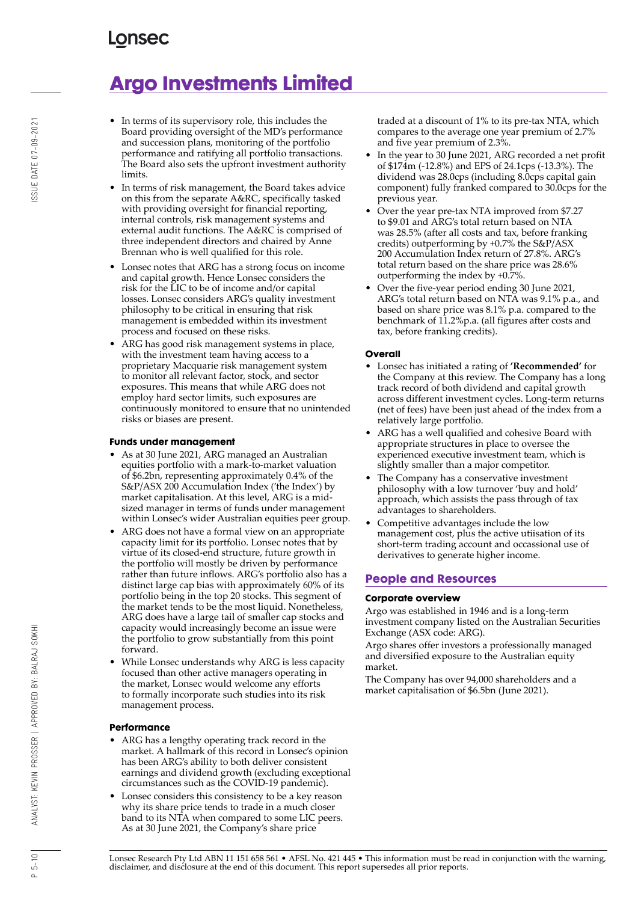# Argo Investments Limited

- In terms of its supervisory role, this includes the Board providing oversight of the MD's performance and succession plans, monitoring of the portfolio performance and ratifying all portfolio transactions. The Board also sets the upfront investment authority limits.
- In terms of risk management, the Board takes advice on this from the separate A&RC, specifically tasked with providing oversight for financial reporting, internal controls, risk management systems and external audit functions. The A&RC is comprised of three independent directors and chaired by Anne Brennan who is well qualified for this role.
- Lonsec notes that ARG has a strong focus on income and capital growth. Hence Lonsec considers the risk for the LIC to be of income and/or capital losses. Lonsec considers ARG's quality investment philosophy to be critical in ensuring that risk management is embedded within its investment process and focused on these risks.
- ARG has good risk management systems in place, with the investment team having access to a proprietary Macquarie risk management system to monitor all relevant factor, stock, and sector exposures. This means that while ARG does not employ hard sector limits, such exposures are continuously monitored to ensure that no unintended risks or biases are present.

#### Funds under management

- As at 30 June 2021, ARG managed an Australian equities portfolio with a mark-to-market valuation of $6.2bn, representing approximately 0.4% of the S&P/ASX 200 Accumulation Index ('the Index') by market capitalisation. At this level, ARG is a mid-sized manager in terms of funds under management within Lonsec's wider Australian equities peer group.
- ARG does not have a formal view on an appropriate capacity limit for its portfolio. Lonsec notes that by virtue of its closed-end structure, future growth in the portfolio will mostly be driven by performance rather than future inflows. ARG's portfolio also has a distinct large cap bias with approximately 60% of its portfolio being in the top 20 stocks. This segment of the market tends to be the most liquid. Nonetheless, ARG does have a large tail of smaller cap stocks and capacity would increasingly become an issue were the portfolio to grow substantially from this point forward.
- While Lonsec understands why ARG is less capacity focused than other active managers operating in the market, Lonsec would welcome any efforts to formally incorporate such studies into its risk management process.

#### Performance

- ARG has a lengthy operating track record in the market. A hallmark of this record in Lonsec's opinion has been ARG's ability to both deliver consistent earnings and dividend growth (excluding exceptional circumstances such as the COVID-19 pandemic).
- Lonsec considers this consistency to be a key reason why its share price tends to trade in a much closer band to its NTA when compared to some LIC peers. As at 30 June 2021, the Company's share price traded at a discount of 1% to its pre-tax NTA, which compares to the average one year premium of 2.7% and five year premium of 2.3%.
- In the year to 30 June 2021, ARG recorded a net profit of $174m (-12.8%) and EPS of 24.1cps (-13.3%). The dividend was 28.0cps (including 8.0cps capital gain component) fully franked compared to 30.0cps for the previous year.
- Over the year pre-tax NTA improved from $7.27 to $9.01 and ARG's total return based on NTA was 28.5% (after all costs and tax, before franking credits) outperforming by +0.7% the S&P/ASX 200 Accumulation Index return of 27.8%. ARG's total return based on the share price was 28.6% outperforming the index by +0.7%.
- Over the five-year period ending 30 June 2021, ARG's total return based on NTA was 9.1% p.a., and based on share price was 8.1% p.a. compared to the benchmark of 11.2%p.a. (all figures after costs and tax, before franking credits).

#### Overall

- Lonsec has initiated a rating of **'Recommended'** for the Company at this review. The Company has a long track record of both dividend and capital growth across different investment cycles. Long-term returns (net of fees) have been just ahead of the index from a relatively large portfolio.
- ARG has a well qualified and cohesive Board with appropriate structures in place to oversee the experienced executive investment team, which is slightly smaller than a major competitor.
- The Company has a conservative investment philosophy with a low turnover 'buy and hold' approach, which assists the pass through of tax advantages to shareholders.
- Competitive advantages include the low management cost, plus the active utiisation of its short-term trading account and occassional use of derivatives to generate higher income.

## People and Resources

#### Corporate overview

Argo was established in 1946 and is a long-term investment company listed on the Australian Securities Exchange (ASX code: ARG).

Argo shares offer investors a professionally managed and diversified exposure to the Australian equity market.

The Company has over 94,000 shareholders and a market capitalisation of $6.5bn (June 2021).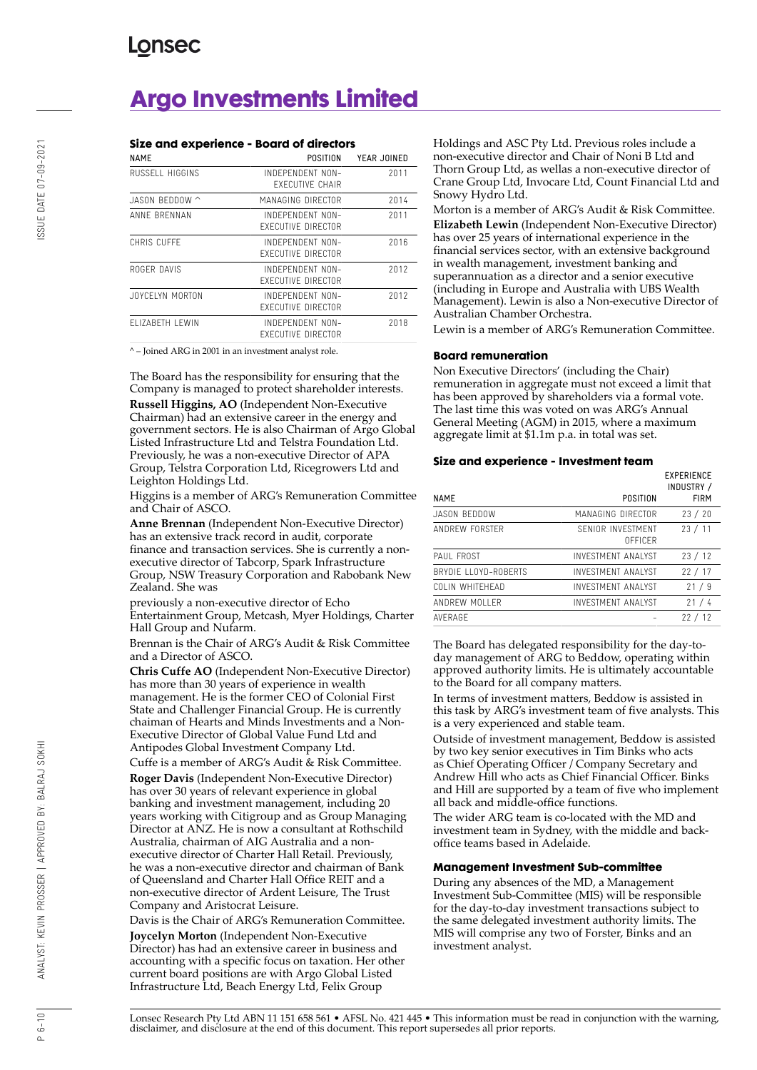# Argo Investments Limited

### Size and experience - Board of directors

| NAME | POSITION | YEAR JOINED |
|---|---|---|
| RUSSELL HIGGINS | INDEPENDENT NON-EXECUTIVE CHAIR | 2011 |
| JASON BEDDOW ^ | MANAGING DIRECTOR | 2014 |
| ANNE BRENNAN | INDEPENDENT NON-EXECUTIVE DIRECTOR | 2011 |
| CHRIS CUFFE | INDEPENDENT NON-EXECUTIVE DIRECTOR | 2016 |
| ROGER DAVIS | INDEPENDENT NON-EXECUTIVE DIRECTOR | 2012 |
| JOYCELYN MORTON | INDEPENDENT NON-EXECUTIVE DIRECTOR | 2012 |
| ELIZABETH LEWIN | INDEPENDENT NON-EXECUTIVE DIRECTOR | 2018 |

^ – Joined ARG in 2001 in an investment analyst role.

The Board has the responsibility for ensuring that the Company is managed to protect shareholder interests.

**Russell Higgins, AO** (Independent Non-Executive Chairman) had an extensive career in the energy and government sectors. He is also Chairman of Argo Global Listed Infrastructure Ltd and Telstra Foundation Ltd. Previously, he was a non-executive Director of APA Group, Telstra Corporation Ltd, Ricegrowers Ltd and Leighton Holdings Ltd.

Higgins is a member of ARG's Remuneration Committee and Chair of ASCO.

**Anne Brennan** (Independent Non-Executive Director) has an extensive track record in audit, corporate finance and transaction services. She is currently a non-executive director of Tabcorp, Spark Infrastructure Group, NSW Treasury Corporation and Rabobank New Zealand. She was

previously a non-executive director of Echo Entertainment Group, Metcash, Myer Holdings, Charter Hall Group and Nufarm.

Brennan is the Chair of ARG's Audit & Risk Committee and a Director of ASCO.

**Chris Cuffe AO** (Independent Non-Executive Director) has more than 30 years of experience in wealth management. He is the former CEO of Colonial First State and Challenger Financial Group. He is currently chaiman of Hearts and Minds Investments and a Non-Executive Director of Global Value Fund Ltd and Antipodes Global Investment Company Ltd.

Cuffe is a member of ARG's Audit & Risk Committee.

**Roger Davis** (Independent Non-Executive Director) has over 30 years of relevant experience in global banking and investment management, including 20 years working with Citigroup and as Group Managing Director at ANZ. He is now a consultant at Rothschild Australia, chairman of AIG Australia and a non-executive director of Charter Hall Retail. Previously, he was a non-executive director and chairman of Bank of Queensland and Charter Hall Office REIT and a non-executive director of Ardent Leisure, The Trust Company and Aristocrat Leisure.

Davis is the Chair of ARG's Remuneration Committee.

**Joycelyn Morton** (Independent Non-Executive Director) has had an extensive career in business and accounting with a specific focus on taxation. Her other current board positions are with Argo Global Listed Infrastructure Ltd, Beach Energy Ltd, Felix Group Holdings and ASC Pty Ltd. Previous roles include a non-executive director and Chair of Noni B Ltd and Thorn Group Ltd, as wellas a non-executive director of Crane Group Ltd, Invocare Ltd, Count Financial Ltd and Snowy Hydro Ltd.

Morton is a member of ARG's Audit & Risk Committee.

**Elizabeth Lewin** (Independent Non-Executive Director) has over 25 years of international experience in the financial services sector, with an extensive background in wealth management, investment banking and superannuation as a director and a senior executive (including in Europe and Australia with UBS Wealth Management). Lewin is also a Non-executive Director of Australian Chamber Orchestra.

Lewin is a member of ARG's Remuneration Committee.

### Board remuneration

Non Executive Directors' (including the Chair) remuneration in aggregate must not exceed a limit that has been approved by shareholders via a formal vote. The last time this was voted on was ARG's Annual General Meeting (AGM) in 2015, where a maximum aggregate limit at $1.1m p.a. in total was set.

### Size and experience - Investment team

| NAME | POSITION | EXPERIENCE INDUSTRY / FIRM |
|---|---|---|
| JASON BEDDOW | MANAGING DIRECTOR | 23 / 20 |
| ANDREW FORSTER | SENIOR INVESTMENT OFFICER | 23 / 11 |
| PAUL FROST | INVESTMENT ANALYST | 23 / 12 |
| BRYDIE LLOYD-ROBERTS | INVESTMENT ANALYST | 22 / 17 |
| COLIN WHITEHEAD | INVESTMENT ANALYST | 21 / 9 |
| ANDREW MOLLER | INVESTMENT ANALYST | 21 / 4 |
| AVERAGE | - | 22 / 12 |

The Board has delegated responsibility for the day-to-day management of ARG to Beddow, operating within approved authority limits. He is ultimately accountable to the Board for all company matters.

In terms of investment matters, Beddow is assisted in this task by ARG's investment team of five analysts. This is a very experienced and stable team.

Outside of investment management, Beddow is assisted by two key senior executives in Tim Binks who acts as Chief Operating Officer / Company Secretary and Andrew Hill who acts as Chief Financial Officer. Binks and Hill are supported by a team of five who implement all back and middle-office functions.

The wider ARG team is co-located with the MD and investment team in Sydney, with the middle and back-office teams based in Adelaide.

### Management Investment Sub-committee

During any absences of the MD, a Management Investment Sub-Committee (MIS) will be responsible for the day-to-day investment transactions subject to the same delegated investment authority limits. The MIS will comprise any two of Forster, Binks and an investment analyst.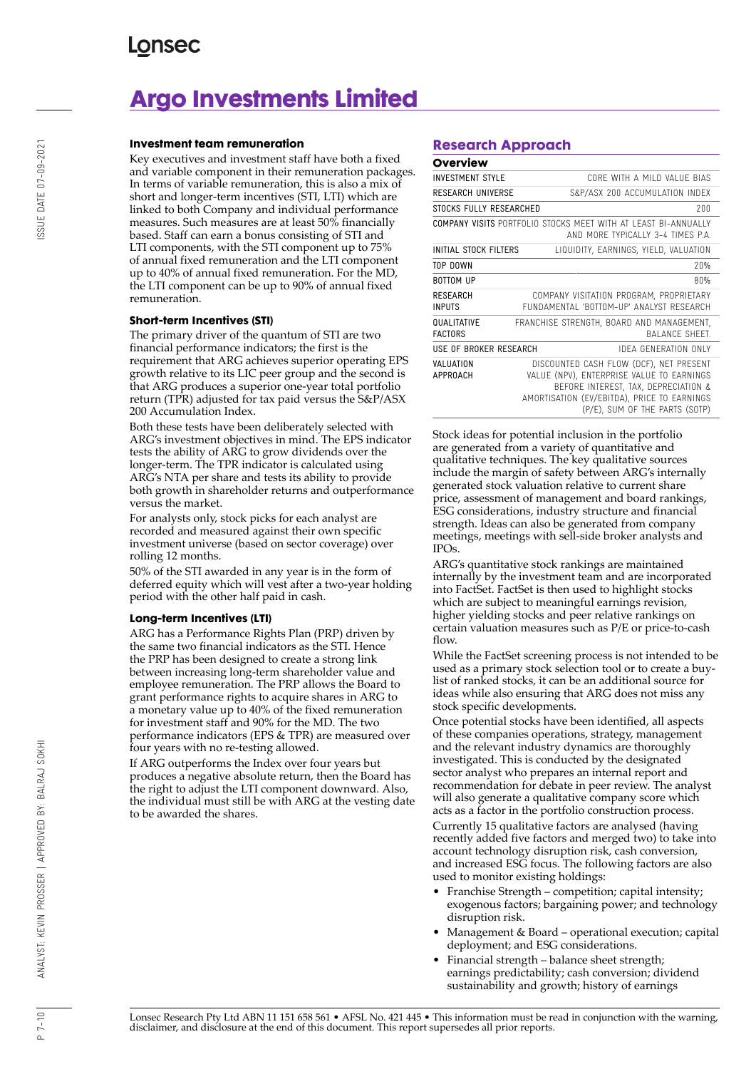# Argo Investments Limited

### Investment team remuneration

Key executives and investment staff have both a fixed and variable component in their remuneration packages. In terms of variable remuneration, this is also a mix of short and longer-term incentives (STI, LTI) which are linked to both Company and individual performance measures. Such measures are at least 50% financially based. Staff can earn a bonus consisting of STI and LTI components, with the STI component up to 75% of annual fixed remuneration and the LTI component up to 40% of annual fixed remuneration. For the MD, the LTI component can be up to 90% of annual fixed remuneration.

### Short-term Incentives (STI)

The primary driver of the quantum of STI are two financial performance indicators; the first is the requirement that ARG achieves superior operating EPS growth relative to its LIC peer group and the second is that ARG produces a superior one-year total portfolio return (TPR) adjusted for tax paid versus the S&P/ASX 200 Accumulation Index.

Both these tests have been deliberately selected with ARG's investment objectives in mind. The EPS indicator tests the ability of ARG to grow dividends over the longer-term. The TPR indicator is calculated using ARG's NTA per share and tests its ability to provide both growth in shareholder returns and outperformance versus the market.

For analysts only, stock picks for each analyst are recorded and measured against their own specific investment universe (based on sector coverage) over rolling 12 months.

50% of the STI awarded in any year is in the form of deferred equity which will vest after a two-year holding period with the other half paid in cash.

### Long-term Incentives (LTI)

ARG has a Performance Rights Plan (PRP) driven by the same two financial indicators as the STI. Hence the PRP has been designed to create a strong link between increasing long-term shareholder value and employee remuneration. The PRP allows the Board to grant performance rights to acquire shares in ARG to a monetary value up to 40% of the fixed remuneration for investment staff and 90% for the MD. The two performance indicators (EPS & TPR) are measured over four years with no re-testing allowed.

If ARG outperforms the Index over four years but produces a negative absolute return, then the Board has the right to adjust the LTI component downward. Also, the individual must still be with ARG at the vesting date to be awarded the shares.

## Research Approach

### Overview

| | |
|---|---|
| INVESTMENT STYLE | CORE WITH A MILD VALUE BIAS |
| RESEARCH UNIVERSE | S&P/ASX 200 ACCUMULATION INDEX |
| STOCKS FULLY RESEARCHED | 200 |
| COMPANY VISITS | PORTFOLIO STOCKS MEET WITH AT LEAST BI-ANNUALLY AND MORE TYPICALLY 3-4 TIMES P.A. |
| INITIAL STOCK FILTERS | LIQUIDITY, EARNINGS, YIELD, VALUATION |
| TOP DOWN | 20% |
| BOTTOM UP | 80% |
| RESEARCH INPUTS | COMPANY VISITATION PROGRAM, PROPRIETARY FUNDAMENTAL 'BOTTOM-UP' ANALYST RESEARCH |
| QUALITATIVE FACTORS | FRANCHISE STRENGTH, BOARD AND MANAGEMENT, BALANCE SHEET. |
| USE OF BROKER RESEARCH | IDEA GENERATION ONLY |
| VALUATION APPROACH | DISCOUNTED CASH FLOW (DCF), NET PRESENT VALUE (NPV), ENTERPRISE VALUE TO EARNINGS BEFORE INTEREST, TAX, DEPRECIATION & AMORTISATION (EV/EBITDA), PRICE TO EARNINGS (P/E), SUM OF THE PARTS (SOTP) |

Stock ideas for potential inclusion in the portfolio are generated from a variety of quantitative and qualitative techniques. The key qualitative sources include the margin of safety between ARG's internally generated stock valuation relative to current share price, assessment of management and board rankings, ESG considerations, industry structure and financial strength. Ideas can also be generated from company meetings, meetings with sell-side broker analysts and IPOs.

ARG's quantitative stock rankings are maintained internally by the investment team and are incorporated into FactSet. FactSet is then used to highlight stocks which are subject to meaningful earnings revision, higher yielding stocks and peer relative rankings on certain valuation measures such as P/E or price-to-cash flow.

While the FactSet screening process is not intended to be used as a primary stock selection tool or to create a buy-list of ranked stocks, it can be an additional source for ideas while also ensuring that ARG does not miss any stock specific developments.

Once potential stocks have been identified, all aspects of these companies operations, strategy, management and the relevant industry dynamics are thoroughly investigated. This is conducted by the designated sector analyst who prepares an internal report and recommendation for debate in peer review. The analyst will also generate a qualitative company score which acts as a factor in the portfolio construction process.

Currently 15 qualitative factors are analysed (having recently added five factors and merged two) to take into account technology disruption risk, cash conversion, and increased ESG focus. The following factors are also used to monitor existing holdings:

- Franchise Strength – competition; capital intensity; exogenous factors; bargaining power; and technology disruption risk.
- Management & Board – operational execution; capital deployment; and ESG considerations.
- Financial strength – balance sheet strength; earnings predictability; cash conversion; dividend sustainability and growth; history of earnings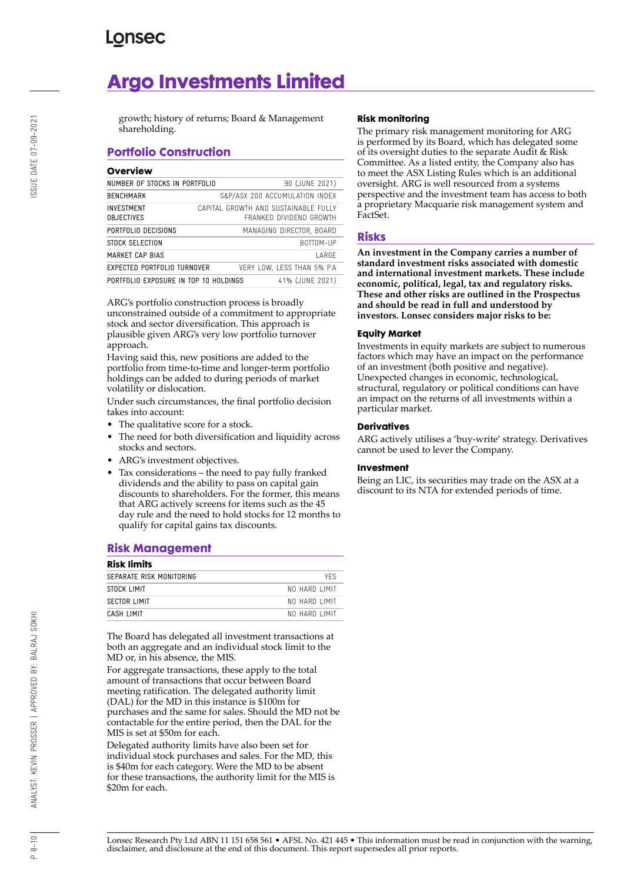# Argo Investments Limited

growth; history of returns; Board & Management shareholding.

## Portfolio Construction

### Overview

| | |
|---|---|
| NUMBER OF STOCKS IN PORTFOLIO | 90 (JUNE 2021) |
| BENCHMARK | S&P/ASX 200 ACCUMULATION INDEX |
| INVESTMENT OBJECTIVES | CAPITAL GROWTH AND SUSTAINABLE FULLY FRANKED DIVIDEND GROWTH |
| PORTFOLIO DECISIONS | MANAGING DIRECTOR, BOARD |
| STOCK SELECTION | BOTTOM-UP |
| MARKET CAP BIAS | LARGE |
| EXPECTED PORTFOLIO TURNOVER | VERY LOW, LESS THAN 5% P.A |
| PORTFOLIO EXPOSURE IN TOP 10 HOLDINGS | 41% (JUNE 2021) |

ARG's portfolio construction process is broadly unconstrained outside of a commitment to appropriate stock and sector diversification. This approach is plausible given ARG's very low portfolio turnover approach.

Having said this, new positions are added to the portfolio from time-to-time and longer-term portfolio holdings can be added to during periods of market volatility or dislocation.

Under such circumstances, the final portfolio decision takes into account:

- The qualitative score for a stock.
- The need for both diversification and liquidity across stocks and sectors.
- ARG's investment objectives.
- Tax considerations – the need to pay fully franked dividends and the ability to pass on capital gain discounts to shareholders. For the former, this means that ARG actively screens for items such as the 45 day rule and the need to hold stocks for 12 months to qualify for capital gains tax discounts.

## Risk Management

### Risk limits

| | |
|---|---|
| SEPARATE RISK MONITORING | YES |
| STOCK LIMIT | NO HARD LIMIT |
| SECTOR LIMIT | NO HARD LIMIT |
| CASH LIMIT | NO HARD LIMIT |

The Board has delegated all investment transactions at both an aggregate and an individual stock limit to the MD or, in his absence, the MIS.

For aggregate transactions, these apply to the total amount of transactions that occur between Board meeting ratification. The delegated authority limit (DAL) for the MD in this instance is $100m for purchases and the same for sales. Should the MD not be contactable for the entire period, then the DAL for the MIS is set at $50m for each.

Delegated authority limits have also been set for individual stock purchases and sales. For the MD, this is $40m for each category. Were the MD to be absent for these transactions, the authority limit for the MIS is $20m for each.

### Risk monitoring

The primary risk management monitoring for ARG is performed by its Board, which has delegated some of its oversight duties to the separate Audit & Risk Committee. As a listed entity, the Company also has to meet the ASX Listing Rules which is an additional oversight. ARG is well resourced from a systems perspective and the investment team has access to both a proprietary Macquarie risk management system and FactSet.

## Risks

**An investment in the Company carries a number of standard investment risks associated with domestic and international investment markets. These include economic, political, legal, tax and regulatory risks. These and other risks are outlined in the Prospectus and should be read in full and understood by investors. Lonsec considers major risks to be:**

### Equity Market

Investments in equity markets are subject to numerous factors which may have an impact on the performance of an investment (both positive and negative). Unexpected changes in economic, technological, structural, regulatory or political conditions can have an impact on the returns of all investments within a particular market.

### Derivatives

ARG actively utilises a 'buy-write' strategy. Derivatives cannot be used to lever the Company.

### Investment

Being an LIC, its securities may trade on the ASX at a discount to its NTA for extended periods of time.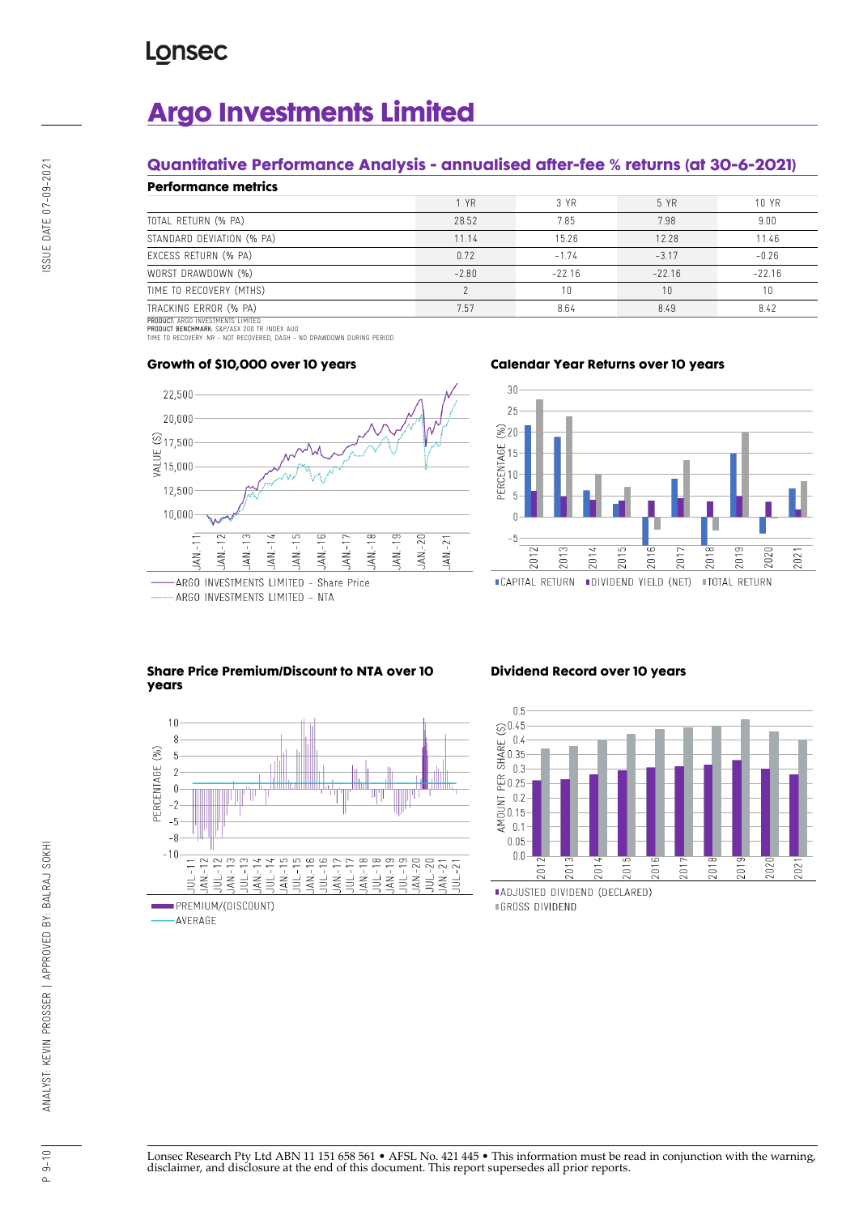# Argo Investments Limited

## Quantitative Performance Analysis - annualised after-fee % returns (at 30-6-2021)

### Performance metrics

| | 1 YR | 3 YR | 5 YR | 10 YR |
|---|---|---|---|---|
| TOTAL RETURN (% PA) | 28.52 | 7.85 | 7.98 | 9.00 |
| STANDARD DEVIATION (% PA) | 11.14 | 15.26 | 12.28 | 11.46 |
| EXCESS RETURN (% PA) | 0.72 | -1.74 | -3.17 | -0.26 |
| WORST DRAWDOWN (%) | -2.80 | -22.16 | -22.16 | -22.16 |
| TIME TO RECOVERY (MTHS) | 2 | 10 | 10 | 10 |
| TRACKING ERROR (% PA) | 7.57 | 8.64 | 8.49 | 8.42 |

**PRODUCT:** ARGO INVESTMENTS LIMITED
**PRODUCT BENCHMARK:** S&P/ASX 200 TR INDEX AUD
TIME TO RECOVERY: NR - NOT RECOVERED, DASH - NO DRAWDOWN DURING PERIOD

### Growth of $10,000 over 10 years

ARGO INVESTMENTS LIMITED - Share Price
ARGO INVESTMENTS LIMITED - NTA

### Calendar Year Returns over 10 years

CAPITAL RETURN | DIVIDEND YIELD (NET) | TOTAL RETURN

### Share Price Premium/Discount to NTA over 10 years

PREMIUM/(DISCOUNT)
AVERAGE

### Dividend Record over 10 years

ADJUSTED DIVIDEND (DECLARED)
GROSS DIVIDEND

Lonsec Research Pty Ltd ABN 11 151 658 561 • AFSL No. 421 445 • This information must be read in conjunction with the warning, disclaimer, and disclosure at the end of this document. This report supersedes all prior reports.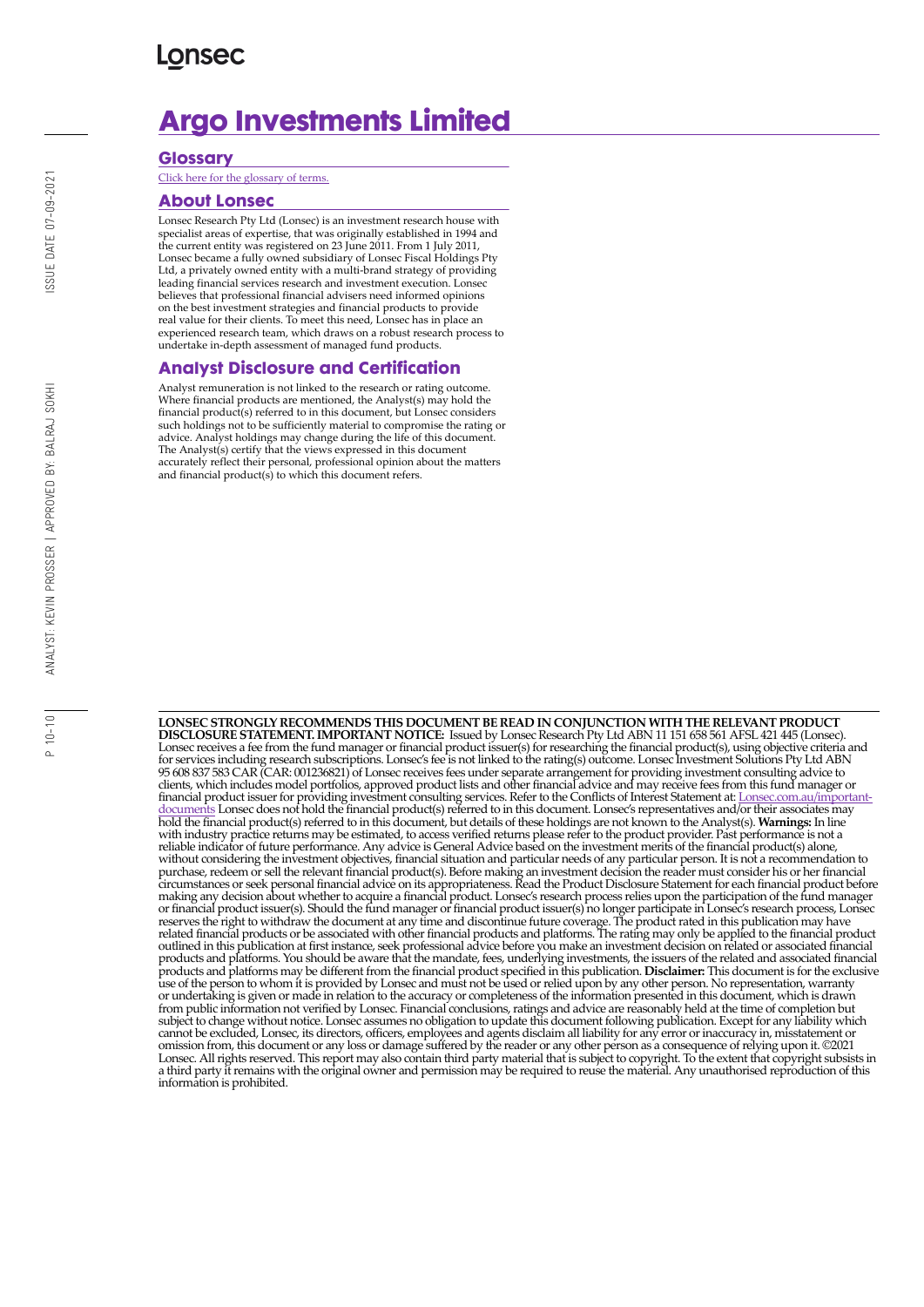# Argo Investments Limited

## Glossary

Click here for the glossary of terms.

## About Lonsec

Lonsec Research Pty Ltd (Lonsec) is an investment research house with specialist areas of expertise, that was originally established in 1994 and the current entity was registered on 23 June 2011. From 1 July 2011, Lonsec became a fully owned subsidiary of Lonsec Fiscal Holdings Pty Ltd, a privately owned entity with a multi-brand strategy of providing leading financial services research and investment execution. Lonsec believes that professional financial advisers need informed opinions on the best investment strategies and financial products to provide real value for their clients. To meet this need, Lonsec has in place an experienced research team, which draws on a robust research process to undertake in-depth assessment of managed fund products.

## Analyst Disclosure and Certification

Analyst remuneration is not linked to the research or rating outcome. Where financial products are mentioned, the Analyst(s) may hold the financial product(s) referred to in this document, but Lonsec considers such holdings not to be sufficiently material to compromise the rating or advice. Analyst holdings may change during the life of this document. The Analyst(s) certify that the views expressed in this document accurately reflect their personal, professional opinion about the matters and financial product(s) to which this document refers.

**LONSEC STRONGLY RECOMMENDS THIS DOCUMENT BE READ IN CONJUNCTION WITH THE RELEVANT PRODUCT DISCLOSURE STATEMENT. IMPORTANT NOTICE:** Issued by Lonsec Research Pty Ltd ABN 11 151 658 561 AFSL 421 445 (Lonsec). Lonsec receives a fee from the fund manager or financial product issuer(s) for researching the financial product(s), using objective criteria and for services including research subscriptions. Lonsec's fee is not linked to the rating(s) outcome. Lonsec Investment Solutions Pty Ltd ABN 95 608 837 583 CAR (CAR: 001236821) of Lonsec receives fees under separate arrangement for providing investment consulting advice to clients, which includes model portfolios, approved product lists and other financial advice and may receive fees from this fund manager or financial product issuer for providing investment consulting services. Refer to the Conflicts of Interest Statement at: Lonsec.com.au/important-documents Lonsec does not hold the financial product(s) referred to in this document. Lonsec's representatives and/or their associates may hold the financial product(s) referred to in this document, but details of these holdings are not known to the Analyst(s). **Warnings:** In line with industry practice returns may be estimated, to access verified returns please refer to the product provider. Past performance is not a reliable indicator of future performance. Any advice is General Advice based on the investment merits of the financial product(s) alone, without considering the investment objectives, financial situation and particular needs of any particular person. It is not a recommendation to purchase, redeem or sell the relevant financial product(s). Before making an investment decision the reader must consider his or her financial circumstances or seek personal financial advice on its appropriateness. Read the Product Disclosure Statement for each financial product before making any decision about whether to acquire a financial product. Lonsec's research process relies upon the participation of the fund manager or financial product issuer(s). Should the fund manager or financial product issuer(s) no longer participate in Lonsec's research process, Lonsec reserves the right to withdraw the document at any time and discontinue future coverage. The product rated in this publication may have related financial products or be associated with other financial products and platforms. The rating may only be applied to the financial product outlined in this publication at first instance, seek professional advice before you make an investment decision on related or associated financial products and platforms. You should be aware that the mandate, fees, underlying investments, the issuers of the related and associated financial products and platforms may be different from the financial product specified in this publication. **Disclaimer:** This document is for the exclusive use of the person to whom it is provided by Lonsec and must not be used or relied upon by any other person. No representation, warranty or undertaking is given or made in relation to the accuracy or completeness of the information presented in this document, which is drawn from public information not verified by Lonsec. Financial conclusions, ratings and advice are reasonably held at the time of completion but subject to change without notice. Lonsec assumes no obligation to update this document following publication. Except for any liability which cannot be excluded, Lonsec, its directors, officers, employees and agents disclaim all liability for any error or inaccuracy in, misstatement or omission from, this document or any loss or damage suffered by the reader or any other person as a consequence of relying upon it. ©2021 Lonsec. All rights reserved. This report may also contain third party material that is subject to copyright. To the extent that copyright subsists in a third party it remains with the original owner and permission may be required to reuse the material. Any unauthorised reproduction of this information is prohibited.